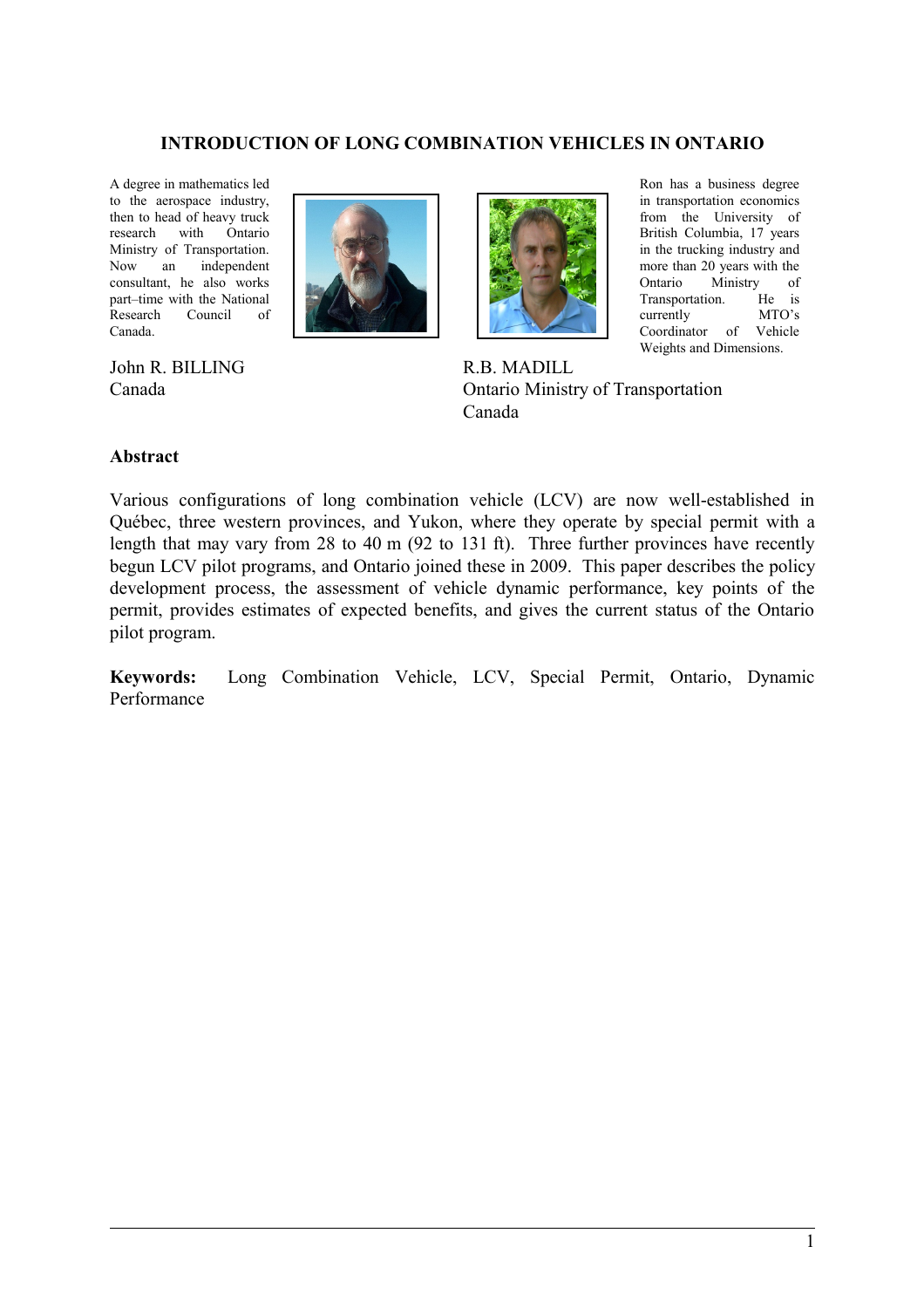# INTRODUCTION OF LONG COMBINATION VEHICLES IN ONTARIO

A degree in mathematics led to the aerospace industry, then to head of heavy truck research with Ontario Ministry of Transportation. Now an independent consultant, he also works part–time with the National Research Council of Canada.

John R. BILLING
Canada

Ron has a business degree in transportation economics from the University of British Columbia, 17 years in the trucking industry and more than 20 years with the Ontario Ministry of Transportation. He is currently MTO's Coordinator of Vehicle Weights and Dimensions.

R.B. MADILL
Ontario Ministry of Transportation
Canada

## Abstract

Various configurations of long combination vehicle (LCV) are now well-established in Québec, three western provinces, and Yukon, where they operate by special permit with a length that may vary from 28 to 40 m (92 to 131 ft). Three further provinces have recently begun LCV pilot programs, and Ontario joined these in 2009. This paper describes the policy development process, the assessment of vehicle dynamic performance, key points of the permit, provides estimates of expected benefits, and gives the current status of the Ontario pilot program.

**Keywords:** Long Combination Vehicle, LCV, Special Permit, Ontario, Dynamic Performance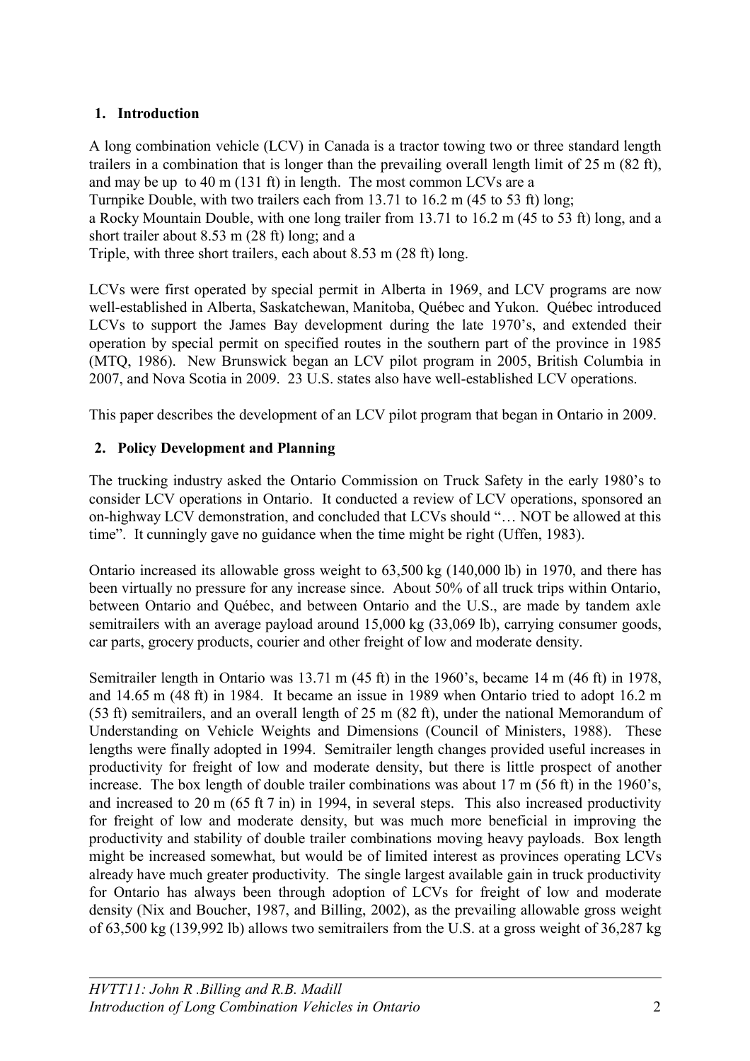## 1. Introduction

A long combination vehicle (LCV) in Canada is a tractor towing two or three standard length trailers in a combination that is longer than the prevailing overall length limit of 25 m (82 ft), and may be up to 40 m (131 ft) in length. The most common LCVs are a

Turnpike Double, with two trailers each from 13.71 to 16.2 m (45 to 53 ft) long;

a Rocky Mountain Double, with one long trailer from 13.71 to 16.2 m (45 to 53 ft) long, and a short trailer about 8.53 m (28 ft) long; and a

Triple, with three short trailers, each about 8.53 m (28 ft) long.

LCVs were first operated by special permit in Alberta in 1969, and LCV programs are now well-established in Alberta, Saskatchewan, Manitoba, Québec and Yukon. Québec introduced LCVs to support the James Bay development during the late 1970's, and extended their operation by special permit on specified routes in the southern part of the province in 1985 (MTQ, 1986). New Brunswick began an LCV pilot program in 2005, British Columbia in 2007, and Nova Scotia in 2009. 23 U.S. states also have well-established LCV operations.

This paper describes the development of an LCV pilot program that began in Ontario in 2009.

## 2. Policy Development and Planning

The trucking industry asked the Ontario Commission on Truck Safety in the early 1980's to consider LCV operations in Ontario. It conducted a review of LCV operations, sponsored an on-highway LCV demonstration, and concluded that LCVs should "… NOT be allowed at this time". It cunningly gave no guidance when the time might be right (Uffen, 1983).

Ontario increased its allowable gross weight to 63,500 kg (140,000 lb) in 1970, and there has been virtually no pressure for any increase since. About 50% of all truck trips within Ontario, between Ontario and Québec, and between Ontario and the U.S., are made by tandem axle semitrailers with an average payload around 15,000 kg (33,069 lb), carrying consumer goods, car parts, grocery products, courier and other freight of low and moderate density.

Semitrailer length in Ontario was 13.71 m (45 ft) in the 1960's, became 14 m (46 ft) in 1978, and 14.65 m (48 ft) in 1984. It became an issue in 1989 when Ontario tried to adopt 16.2 m (53 ft) semitrailers, and an overall length of 25 m (82 ft), under the national Memorandum of Understanding on Vehicle Weights and Dimensions (Council of Ministers, 1988). These lengths were finally adopted in 1994. Semitrailer length changes provided useful increases in productivity for freight of low and moderate density, but there is little prospect of another increase. The box length of double trailer combinations was about 17 m (56 ft) in the 1960's, and increased to 20 m (65 ft 7 in) in 1994, in several steps. This also increased productivity for freight of low and moderate density, but was much more beneficial in improving the productivity and stability of double trailer combinations moving heavy payloads. Box length might be increased somewhat, but would be of limited interest as provinces operating LCVs already have much greater productivity. The single largest available gain in truck productivity for Ontario has always been through adoption of LCVs for freight of low and moderate density (Nix and Boucher, 1987, and Billing, 2002), as the prevailing allowable gross weight of 63,500 kg (139,992 lb) allows two semitrailers from the U.S. at a gross weight of 36,287 kg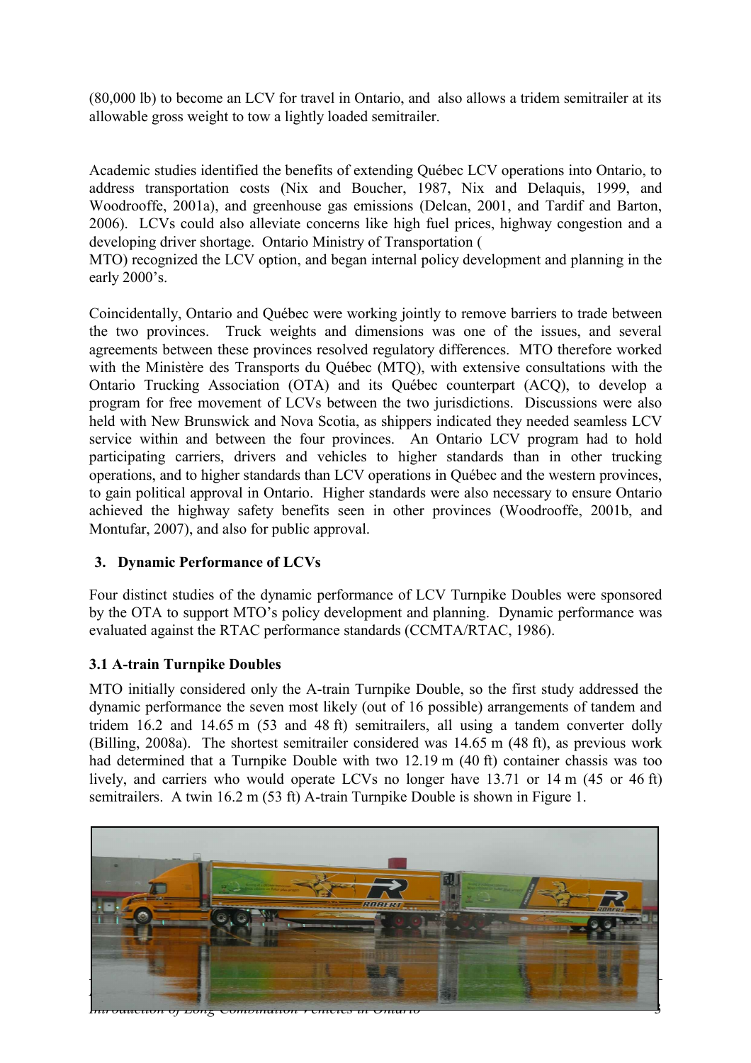(80,000 lb) to become an LCV for travel in Ontario, and also allows a tridem semitrailer at its allowable gross weight to tow a lightly loaded semitrailer.

Academic studies identified the benefits of extending Québec LCV operations into Ontario, to address transportation costs (Nix and Boucher, 1987, Nix and Delaquis, 1999, and Woodrooffe, 2001a), and greenhouse gas emissions (Delcan, 2001, and Tardif and Barton, 2006). LCVs could also alleviate concerns like high fuel prices, highway congestion and a developing driver shortage. Ontario Ministry of Transportation (MTO) recognized the LCV option, and began internal policy development and planning in the early 2000's.

Coincidentally, Ontario and Québec were working jointly to remove barriers to trade between the two provinces. Truck weights and dimensions was one of the issues, and several agreements between these provinces resolved regulatory differences. MTO therefore worked with the Ministère des Transports du Québec (MTQ), with extensive consultations with the Ontario Trucking Association (OTA) and its Québec counterpart (ACQ), to develop a program for free movement of LCVs between the two jurisdictions. Discussions were also held with New Brunswick and Nova Scotia, as shippers indicated they needed seamless LCV service within and between the four provinces. An Ontario LCV program had to hold participating carriers, drivers and vehicles to higher standards than in other trucking operations, and to higher standards than LCV operations in Québec and the western provinces, to gain political approval in Ontario. Higher standards were also necessary to ensure Ontario achieved the highway safety benefits seen in other provinces (Woodrooffe, 2001b, and Montufar, 2007), and also for public approval.

## 3. Dynamic Performance of LCVs

Four distinct studies of the dynamic performance of LCV Turnpike Doubles were sponsored by the OTA to support MTO's policy development and planning. Dynamic performance was evaluated against the RTAC performance standards (CCMTA/RTAC, 1986).

### 3.1 A-train Turnpike Doubles

MTO initially considered only the A-train Turnpike Double, so the first study addressed the dynamic performance the seven most likely (out of 16 possible) arrangements of tandem and tridem 16.2 and 14.65 m (53 and 48 ft) semitrailers, all using a tandem converter dolly (Billing, 2008a). The shortest semitrailer considered was 14.65 m (48 ft), as previous work had determined that a Turnpike Double with two 12.19 m (40 ft) container chassis was too lively, and carriers who would operate LCVs no longer have 13.71 or 14 m (45 or 46 ft) semitrailers. A twin 16.2 m (53 ft) A-train Turnpike Double is shown in Figure 1.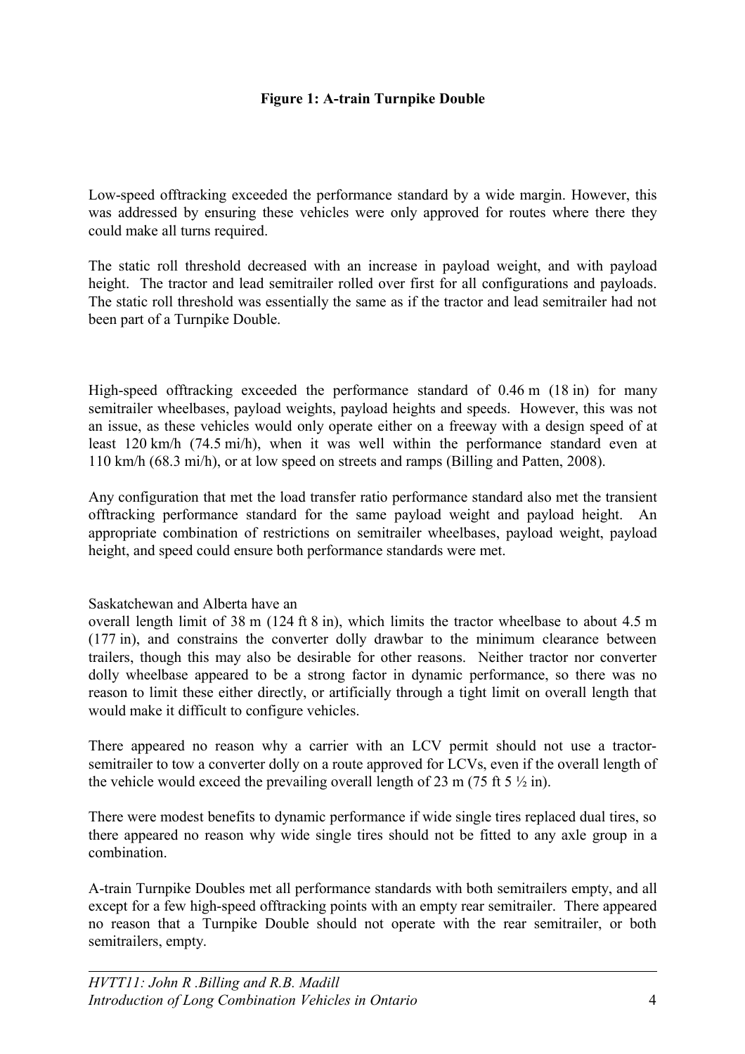**Figure 1: A-train Turnpike Double**

Low-speed offtracking exceeded the performance standard by a wide margin. However, this was addressed by ensuring these vehicles were only approved for routes where there they could make all turns required.

The static roll threshold decreased with an increase in payload weight, and with payload height. The tractor and lead semitrailer rolled over first for all configurations and payloads. The static roll threshold was essentially the same as if the tractor and lead semitrailer had not been part of a Turnpike Double.

High-speed offtracking exceeded the performance standard of 0.46 m (18 in) for many semitrailer wheelbases, payload weights, payload heights and speeds. However, this was not an issue, as these vehicles would only operate either on a freeway with a design speed of at least 120 km/h (74.5 mi/h), when it was well within the performance standard even at 110 km/h (68.3 mi/h), or at low speed on streets and ramps (Billing and Patten, 2008).

Any configuration that met the load transfer ratio performance standard also met the transient offtracking performance standard for the same payload weight and payload height. An appropriate combination of restrictions on semitrailer wheelbases, payload weight, payload height, and speed could ensure both performance standards were met.

Saskatchewan and Alberta have an overall length limit of 38 m (124 ft 8 in), which limits the tractor wheelbase to about 4.5 m (177 in), and constrains the converter dolly drawbar to the minimum clearance between trailers, though this may also be desirable for other reasons. Neither tractor nor converter dolly wheelbase appeared to be a strong factor in dynamic performance, so there was no reason to limit these either directly, or artificially through a tight limit on overall length that would make it difficult to configure vehicles.

There appeared no reason why a carrier with an LCV permit should not use a tractor-semitrailer to tow a converter dolly on a route approved for LCVs, even if the overall length of the vehicle would exceed the prevailing overall length of 23 m (75 ft 5 ½ in).

There were modest benefits to dynamic performance if wide single tires replaced dual tires, so there appeared no reason why wide single tires should not be fitted to any axle group in a combination.

A-train Turnpike Doubles met all performance standards with both semitrailers empty, and all except for a few high-speed offtracking points with an empty rear semitrailer. There appeared no reason that a Turnpike Double should not operate with the rear semitrailer, or both semitrailers, empty.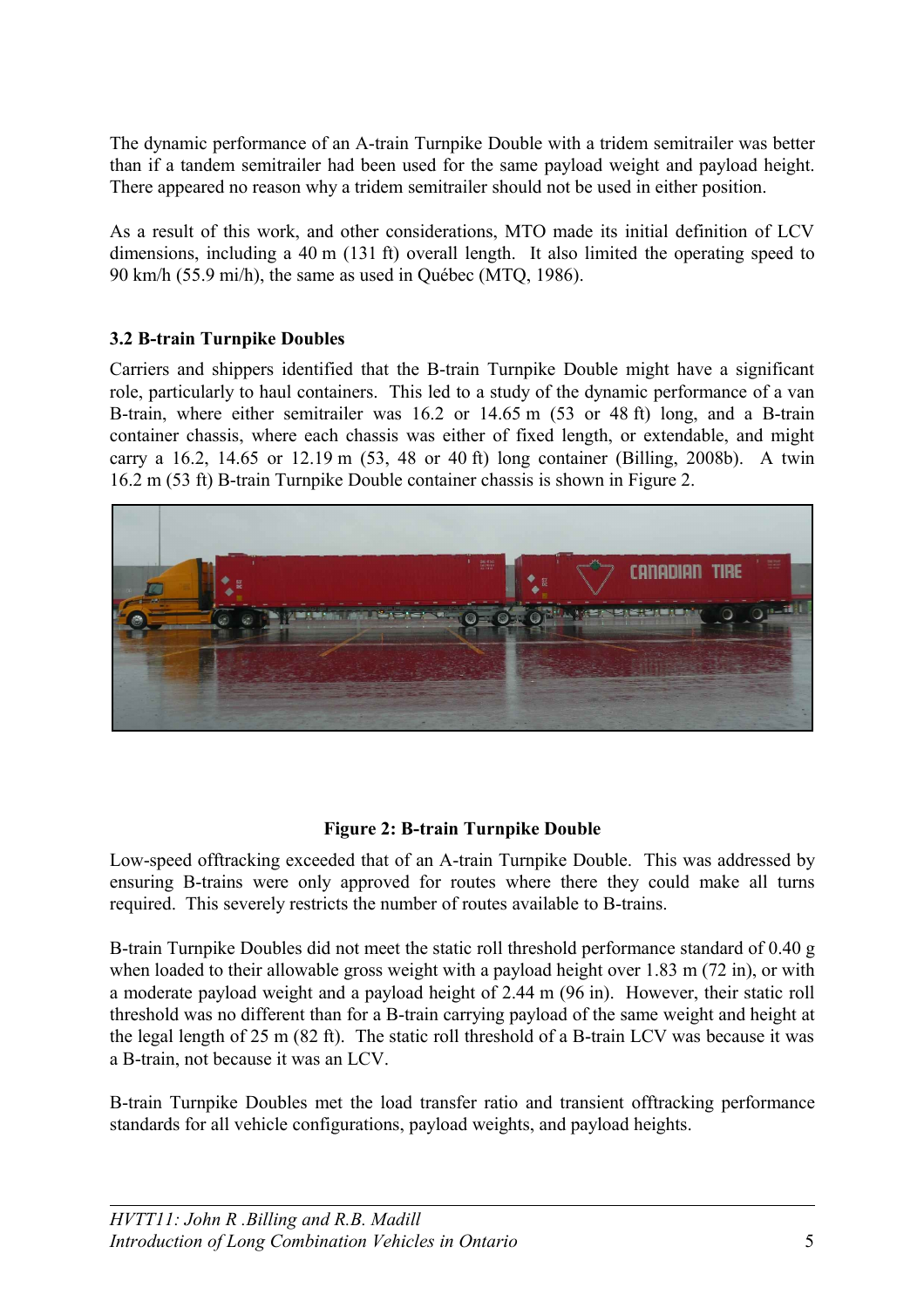The dynamic performance of an A-train Turnpike Double with a tridem semitrailer was better than if a tandem semitrailer had been used for the same payload weight and payload height. There appeared no reason why a tridem semitrailer should not be used in either position.

As a result of this work, and other considerations, MTO made its initial definition of LCV dimensions, including a 40 m (131 ft) overall length. It also limited the operating speed to 90 km/h (55.9 mi/h), the same as used in Québec (MTQ, 1986).

### 3.2 B-train Turnpike Doubles

Carriers and shippers identified that the B-train Turnpike Double might have a significant role, particularly to haul containers. This led to a study of the dynamic performance of a van B-train, where either semitrailer was 16.2 or 14.65 m (53 or 48 ft) long, and a B-train container chassis, where each chassis was either of fixed length, or extendable, and might carry a 16.2, 14.65 or 12.19 m (53, 48 or 40 ft) long container (Billing, 2008b). A twin 16.2 m (53 ft) B-train Turnpike Double container chassis is shown in Figure 2.

**Figure 2: B-train Turnpike Double**

Low-speed offtracking exceeded that of an A-train Turnpike Double. This was addressed by ensuring B-trains were only approved for routes where there they could make all turns required. This severely restricts the number of routes available to B-trains.

B-train Turnpike Doubles did not meet the static roll threshold performance standard of 0.40 g when loaded to their allowable gross weight with a payload height over 1.83 m (72 in), or with a moderate payload weight and a payload height of 2.44 m (96 in). However, their static roll threshold was no different than for a B-train carrying payload of the same weight and height at the legal length of 25 m (82 ft). The static roll threshold of a B-train LCV was because it was a B-train, not because it was an LCV.

B-train Turnpike Doubles met the load transfer ratio and transient offtracking performance standards for all vehicle configurations, payload weights, and payload heights.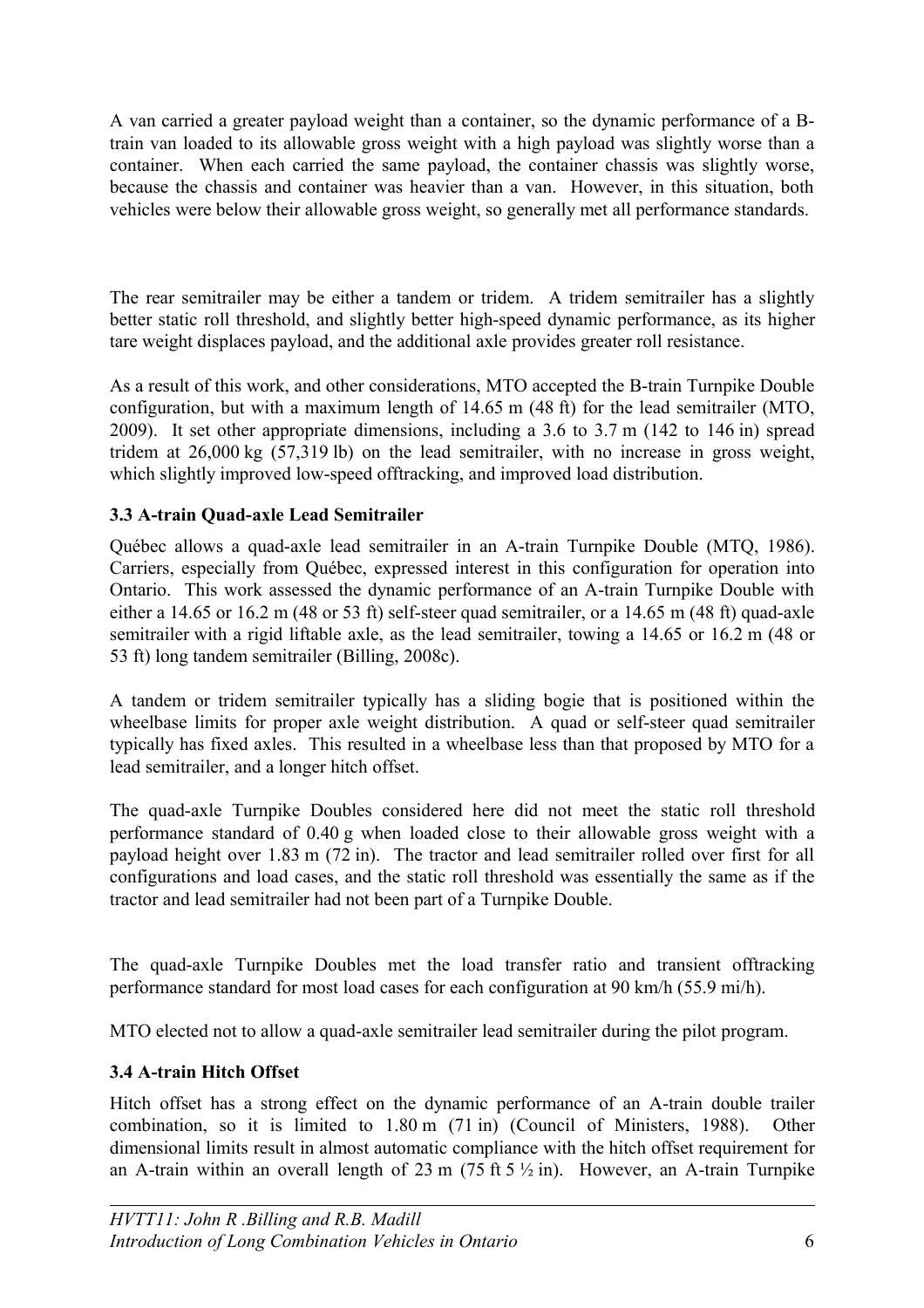A van carried a greater payload weight than a container, so the dynamic performance of a B-train van loaded to its allowable gross weight with a high payload was slightly worse than a container. When each carried the same payload, the container chassis was slightly worse, because the chassis and container was heavier than a van. However, in this situation, both vehicles were below their allowable gross weight, so generally met all performance standards.

The rear semitrailer may be either a tandem or tridem. A tridem semitrailer has a slightly better static roll threshold, and slightly better high-speed dynamic performance, as its higher tare weight displaces payload, and the additional axle provides greater roll resistance.

As a result of this work, and other considerations, MTO accepted the B-train Turnpike Double configuration, but with a maximum length of 14.65 m (48 ft) for the lead semitrailer (MTO, 2009). It set other appropriate dimensions, including a 3.6 to 3.7 m (142 to 146 in) spread tridem at 26,000 kg (57,319 lb) on the lead semitrailer, with no increase in gross weight, which slightly improved low-speed offtracking, and improved load distribution.

### 3.3 A-train Quad-axle Lead Semitrailer

Québec allows a quad-axle lead semitrailer in an A-train Turnpike Double (MTQ, 1986). Carriers, especially from Québec, expressed interest in this configuration for operation into Ontario. This work assessed the dynamic performance of an A-train Turnpike Double with either a 14.65 or 16.2 m (48 or 53 ft) self-steer quad semitrailer, or a 14.65 m (48 ft) quad-axle semitrailer with a rigid liftable axle, as the lead semitrailer, towing a 14.65 or 16.2 m (48 or 53 ft) long tandem semitrailer (Billing, 2008c).

A tandem or tridem semitrailer typically has a sliding bogie that is positioned within the wheelbase limits for proper axle weight distribution. A quad or self-steer quad semitrailer typically has fixed axles. This resulted in a wheelbase less than that proposed by MTO for a lead semitrailer, and a longer hitch offset.

The quad-axle Turnpike Doubles considered here did not meet the static roll threshold performance standard of 0.40 g when loaded close to their allowable gross weight with a payload height over 1.83 m (72 in). The tractor and lead semitrailer rolled over first for all configurations and load cases, and the static roll threshold was essentially the same as if the tractor and lead semitrailer had not been part of a Turnpike Double.

The quad-axle Turnpike Doubles met the load transfer ratio and transient offtracking performance standard for most load cases for each configuration at 90 km/h (55.9 mi/h).

MTO elected not to allow a quad-axle semitrailer lead semitrailer during the pilot program.

### 3.4 A-train Hitch Offset

Hitch offset has a strong effect on the dynamic performance of an A-train double trailer combination, so it is limited to 1.80 m (71 in) (Council of Ministers, 1988). Other dimensional limits result in almost automatic compliance with the hitch offset requirement for an A-train within an overall length of 23 m (75 ft 5 ½ in). However, an A-train Turnpike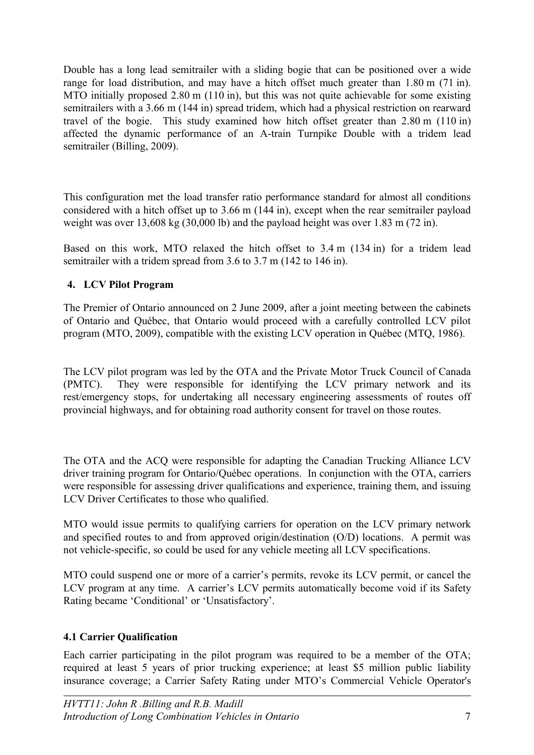Double has a long lead semitrailer with a sliding bogie that can be positioned over a wide range for load distribution, and may have a hitch offset much greater than 1.80 m (71 in). MTO initially proposed 2.80 m (110 in), but this was not quite achievable for some existing semitrailers with a 3.66 m (144 in) spread tridem, which had a physical restriction on rearward travel of the bogie. This study examined how hitch offset greater than 2.80 m (110 in) affected the dynamic performance of an A-train Turnpike Double with a tridem lead semitrailer (Billing, 2009).

This configuration met the load transfer ratio performance standard for almost all conditions considered with a hitch offset up to 3.66 m (144 in), except when the rear semitrailer payload weight was over 13,608 kg (30,000 lb) and the payload height was over 1.83 m (72 in).

Based on this work, MTO relaxed the hitch offset to 3.4 m (134 in) for a tridem lead semitrailer with a tridem spread from 3.6 to 3.7 m (142 to 146 in).

## 4. LCV Pilot Program

The Premier of Ontario announced on 2 June 2009, after a joint meeting between the cabinets of Ontario and Québec, that Ontario would proceed with a carefully controlled LCV pilot program (MTO, 2009), compatible with the existing LCV operation in Québec (MTQ, 1986).

The LCV pilot program was led by the OTA and the Private Motor Truck Council of Canada (PMTC). They were responsible for identifying the LCV primary network and its rest/emergency stops, for undertaking all necessary engineering assessments of routes off provincial highways, and for obtaining road authority consent for travel on those routes.

The OTA and the ACQ were responsible for adapting the Canadian Trucking Alliance LCV driver training program for Ontario/Québec operations. In conjunction with the OTA, carriers were responsible for assessing driver qualifications and experience, training them, and issuing LCV Driver Certificates to those who qualified.

MTO would issue permits to qualifying carriers for operation on the LCV primary network and specified routes to and from approved origin/destination (O/D) locations. A permit was not vehicle-specific, so could be used for any vehicle meeting all LCV specifications.

MTO could suspend one or more of a carrier's permits, revoke its LCV permit, or cancel the LCV program at any time. A carrier's LCV permits automatically become void if its Safety Rating became 'Conditional' or 'Unsatisfactory'.

### 4.1 Carrier Qualification

Each carrier participating in the pilot program was required to be a member of the OTA; required at least 5 years of prior trucking experience; at least $5 million public liability insurance coverage; a Carrier Safety Rating under MTO's Commercial Vehicle Operator's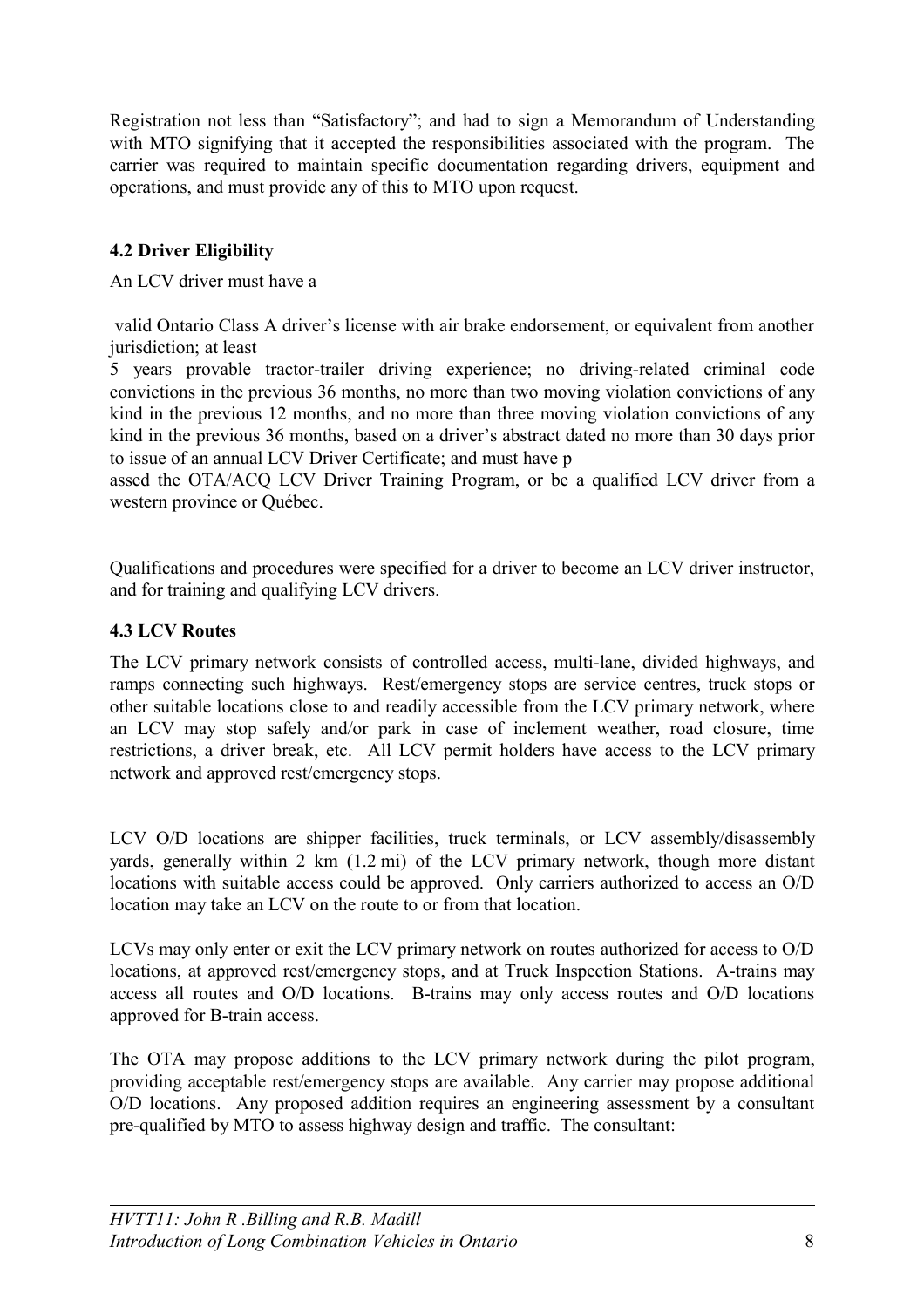Registration not less than "Satisfactory"; and had to sign a Memorandum of Understanding with MTO signifying that it accepted the responsibilities associated with the program. The carrier was required to maintain specific documentation regarding drivers, equipment and operations, and must provide any of this to MTO upon request.

### 4.2 Driver Eligibility

An LCV driver must have a

valid Ontario Class A driver's license with air brake endorsement, or equivalent from another jurisdiction; at least

5 years provable tractor-trailer driving experience; no driving-related criminal code convictions in the previous 36 months, no more than two moving violation convictions of any kind in the previous 12 months, and no more than three moving violation convictions of any kind in the previous 36 months, based on a driver's abstract dated no more than 30 days prior to issue of an annual LCV Driver Certificate; and must have p

assed the OTA/ACQ LCV Driver Training Program, or be a qualified LCV driver from a western province or Québec.

Qualifications and procedures were specified for a driver to become an LCV driver instructor, and for training and qualifying LCV drivers.

### 4.3 LCV Routes

The LCV primary network consists of controlled access, multi-lane, divided highways, and ramps connecting such highways. Rest/emergency stops are service centres, truck stops or other suitable locations close to and readily accessible from the LCV primary network, where an LCV may stop safely and/or park in case of inclement weather, road closure, time restrictions, a driver break, etc. All LCV permit holders have access to the LCV primary network and approved rest/emergency stops.

LCV O/D locations are shipper facilities, truck terminals, or LCV assembly/disassembly yards, generally within 2 km (1.2 mi) of the LCV primary network, though more distant locations with suitable access could be approved. Only carriers authorized to access an O/D location may take an LCV on the route to or from that location.

LCVs may only enter or exit the LCV primary network on routes authorized for access to O/D locations, at approved rest/emergency stops, and at Truck Inspection Stations. A-trains may access all routes and O/D locations. B-trains may only access routes and O/D locations approved for B-train access.

The OTA may propose additions to the LCV primary network during the pilot program, providing acceptable rest/emergency stops are available. Any carrier may propose additional O/D locations. Any proposed addition requires an engineering assessment by a consultant pre-qualified by MTO to assess highway design and traffic. The consultant: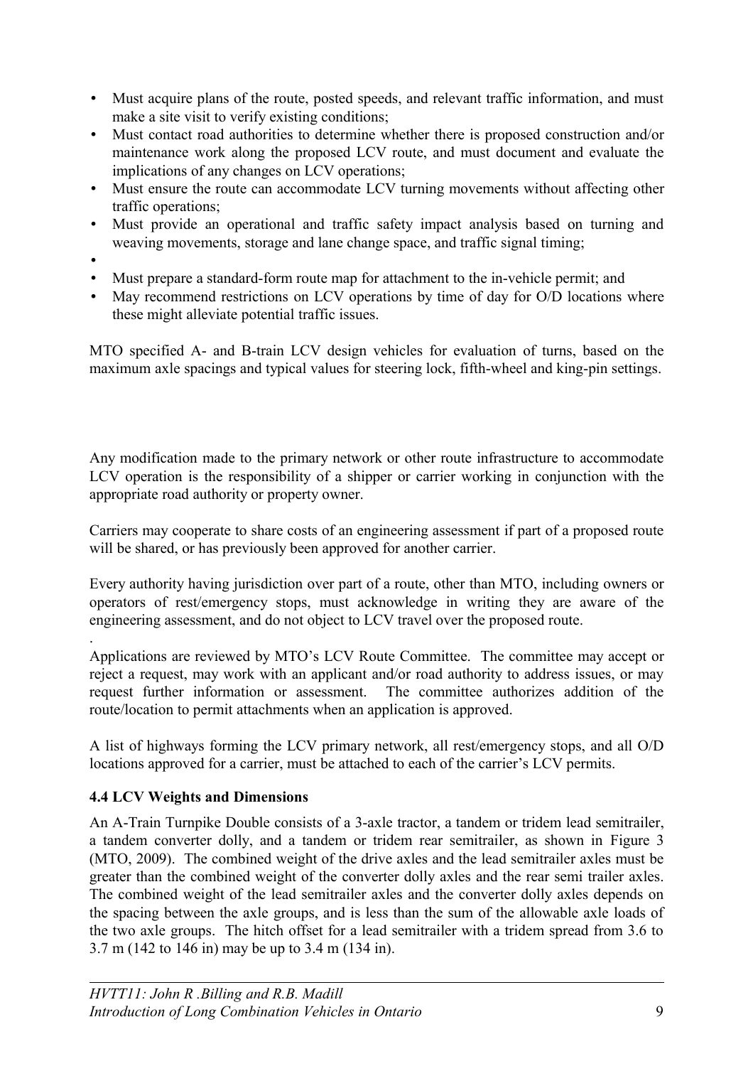- Must acquire plans of the route, posted speeds, and relevant traffic information, and must make a site visit to verify existing conditions;
- Must contact road authorities to determine whether there is proposed construction and/or maintenance work along the proposed LCV route, and must document and evaluate the implications of any changes on LCV operations;
- Must ensure the route can accommodate LCV turning movements without affecting other traffic operations;
- Must provide an operational and traffic safety impact analysis based on turning and weaving movements, storage and lane change space, and traffic signal timing;
- 
- Must prepare a standard-form route map for attachment to the in-vehicle permit; and
- May recommend restrictions on LCV operations by time of day for O/D locations where these might alleviate potential traffic issues.

MTO specified A- and B-train LCV design vehicles for evaluation of turns, based on the maximum axle spacings and typical values for steering lock, fifth-wheel and king-pin settings.

Any modification made to the primary network or other route infrastructure to accommodate LCV operation is the responsibility of a shipper or carrier working in conjunction with the appropriate road authority or property owner.

Carriers may cooperate to share costs of an engineering assessment if part of a proposed route will be shared, or has previously been approved for another carrier.

Every authority having jurisdiction over part of a route, other than MTO, including owners or operators of rest/emergency stops, must acknowledge in writing they are aware of the engineering assessment, and do not object to LCV travel over the proposed route.

.

Applications are reviewed by MTO's LCV Route Committee. The committee may accept or reject a request, may work with an applicant and/or road authority to address issues, or may request further information or assessment. The committee authorizes addition of the route/location to permit attachments when an application is approved.

A list of highways forming the LCV primary network, all rest/emergency stops, and all O/D locations approved for a carrier, must be attached to each of the carrier's LCV permits.

### 4.4 LCV Weights and Dimensions

An A-Train Turnpike Double consists of a 3-axle tractor, a tandem or tridem lead semitrailer, a tandem converter dolly, and a tandem or tridem rear semitrailer, as shown in Figure 3 (MTO, 2009). The combined weight of the drive axles and the lead semitrailer axles must be greater than the combined weight of the converter dolly axles and the rear semi trailer axles. The combined weight of the lead semitrailer axles and the converter dolly axles depends on the spacing between the axle groups, and is less than the sum of the allowable axle loads of the two axle groups. The hitch offset for a lead semitrailer with a tridem spread from 3.6 to 3.7 m (142 to 146 in) may be up to 3.4 m (134 in).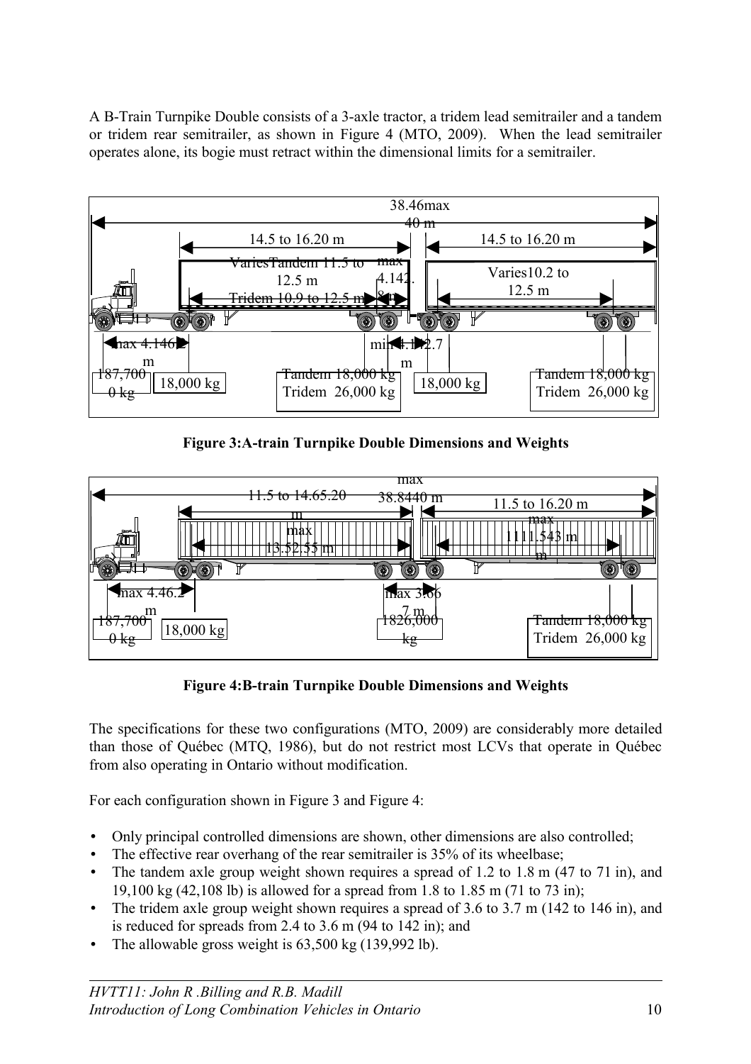A B-Train Turnpike Double consists of a 3-axle tractor, a tridem lead semitrailer and a tandem or tridem rear semitrailer, as shown in Figure 4 (MTO, 2009). When the lead semitrailer operates alone, its bogie must retract within the dimensional limits for a semitrailer.

**Figure 3:A-train Turnpike Double Dimensions and Weights**

**Figure 4:B-train Turnpike Double Dimensions and Weights**

The specifications for these two configurations (MTO, 2009) are considerably more detailed than those of Québec (MTQ, 1986), but do not restrict most LCVs that operate in Québec from also operating in Ontario without modification.

For each configuration shown in Figure 3 and Figure 4:

- Only principal controlled dimensions are shown, other dimensions are also controlled;
- The effective rear overhang of the rear semitrailer is 35% of its wheelbase;
- The tandem axle group weight shown requires a spread of 1.2 to 1.8 m (47 to 71 in), and 19,100 kg (42,108 lb) is allowed for a spread from 1.8 to 1.85 m (71 to 73 in);
- The tridem axle group weight shown requires a spread of 3.6 to 3.7 m (142 to 146 in), and is reduced for spreads from 2.4 to 3.6 m (94 to 142 in); and
- The allowable gross weight is 63,500 kg (139,992 lb).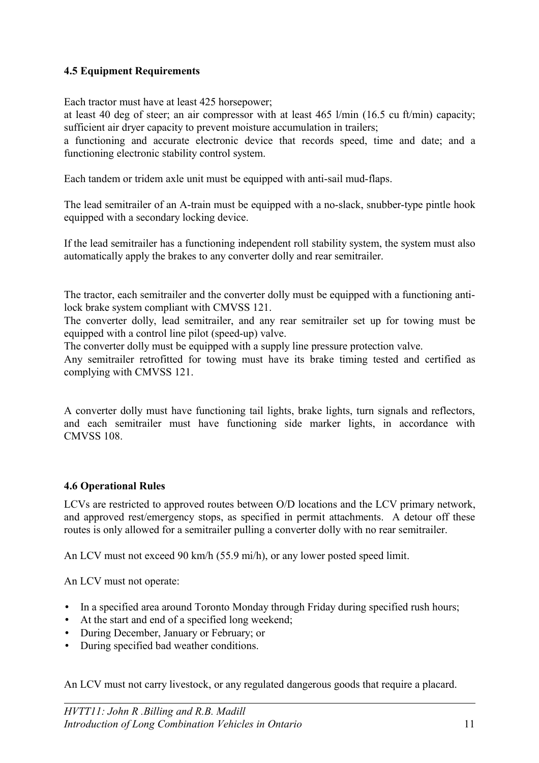### 4.5 Equipment Requirements

Each tractor must have at least 425 horsepower;
at least 40 deg of steer; an air compressor with at least 465 l/min (16.5 cu ft/min) capacity; sufficient air dryer capacity to prevent moisture accumulation in trailers;
a functioning and accurate electronic device that records speed, time and date; and a functioning electronic stability control system.

Each tandem or tridem axle unit must be equipped with anti-sail mud-flaps.

The lead semitrailer of an A-train must be equipped with a no-slack, snubber-type pintle hook equipped with a secondary locking device.

If the lead semitrailer has a functioning independent roll stability system, the system must also automatically apply the brakes to any converter dolly and rear semitrailer.

The tractor, each semitrailer and the converter dolly must be equipped with a functioning anti-lock brake system compliant with CMVSS 121.
The converter dolly, lead semitrailer, and any rear semitrailer set up for towing must be equipped with a control line pilot (speed-up) valve.
The converter dolly must be equipped with a supply line pressure protection valve.
Any semitrailer retrofitted for towing must have its brake timing tested and certified as complying with CMVSS 121.

A converter dolly must have functioning tail lights, brake lights, turn signals and reflectors, and each semitrailer must have functioning side marker lights, in accordance with CMVSS 108.

### 4.6 Operational Rules

LCVs are restricted to approved routes between O/D locations and the LCV primary network, and approved rest/emergency stops, as specified in permit attachments. A detour off these routes is only allowed for a semitrailer pulling a converter dolly with no rear semitrailer.

An LCV must not exceed 90 km/h (55.9 mi/h), or any lower posted speed limit.

An LCV must not operate:

- In a specified area around Toronto Monday through Friday during specified rush hours;
- At the start and end of a specified long weekend;
- During December, January or February; or
- During specified bad weather conditions.

An LCV must not carry livestock, or any regulated dangerous goods that require a placard.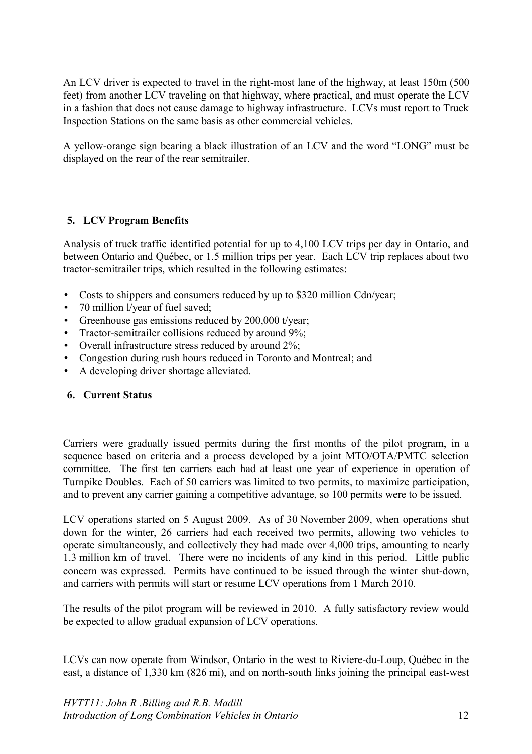An LCV driver is expected to travel in the right-most lane of the highway, at least 150m (500 feet) from another LCV traveling on that highway, where practical, and must operate the LCV in a fashion that does not cause damage to highway infrastructure. LCVs must report to Truck Inspection Stations on the same basis as other commercial vehicles.

A yellow-orange sign bearing a black illustration of an LCV and the word "LONG" must be displayed on the rear of the rear semitrailer.

## 5. LCV Program Benefits

Analysis of truck traffic identified potential for up to 4,100 LCV trips per day in Ontario, and between Ontario and Québec, or 1.5 million trips per year. Each LCV trip replaces about two tractor-semitrailer trips, which resulted in the following estimates:

- Costs to shippers and consumers reduced by up to $320 million Cdn/year;
- 70 million l/year of fuel saved;
- Greenhouse gas emissions reduced by 200,000 t/year;
- Tractor-semitrailer collisions reduced by around 9%;
- Overall infrastructure stress reduced by around 2%;
- Congestion during rush hours reduced in Toronto and Montreal; and
- A developing driver shortage alleviated.

## 6. Current Status

Carriers were gradually issued permits during the first months of the pilot program, in a sequence based on criteria and a process developed by a joint MTO/OTA/PMTC selection committee. The first ten carriers each had at least one year of experience in operation of Turnpike Doubles. Each of 50 carriers was limited to two permits, to maximize participation, and to prevent any carrier gaining a competitive advantage, so 100 permits were to be issued.

LCV operations started on 5 August 2009. As of 30 November 2009, when operations shut down for the winter, 26 carriers had each received two permits, allowing two vehicles to operate simultaneously, and collectively they had made over 4,000 trips, amounting to nearly 1.3 million km of travel. There were no incidents of any kind in this period. Little public concern was expressed. Permits have continued to be issued through the winter shut-down, and carriers with permits will start or resume LCV operations from 1 March 2010.

The results of the pilot program will be reviewed in 2010. A fully satisfactory review would be expected to allow gradual expansion of LCV operations.

LCVs can now operate from Windsor, Ontario in the west to Riviere-du-Loup, Québec in the east, a distance of 1,330 km (826 mi), and on north-south links joining the principal east-west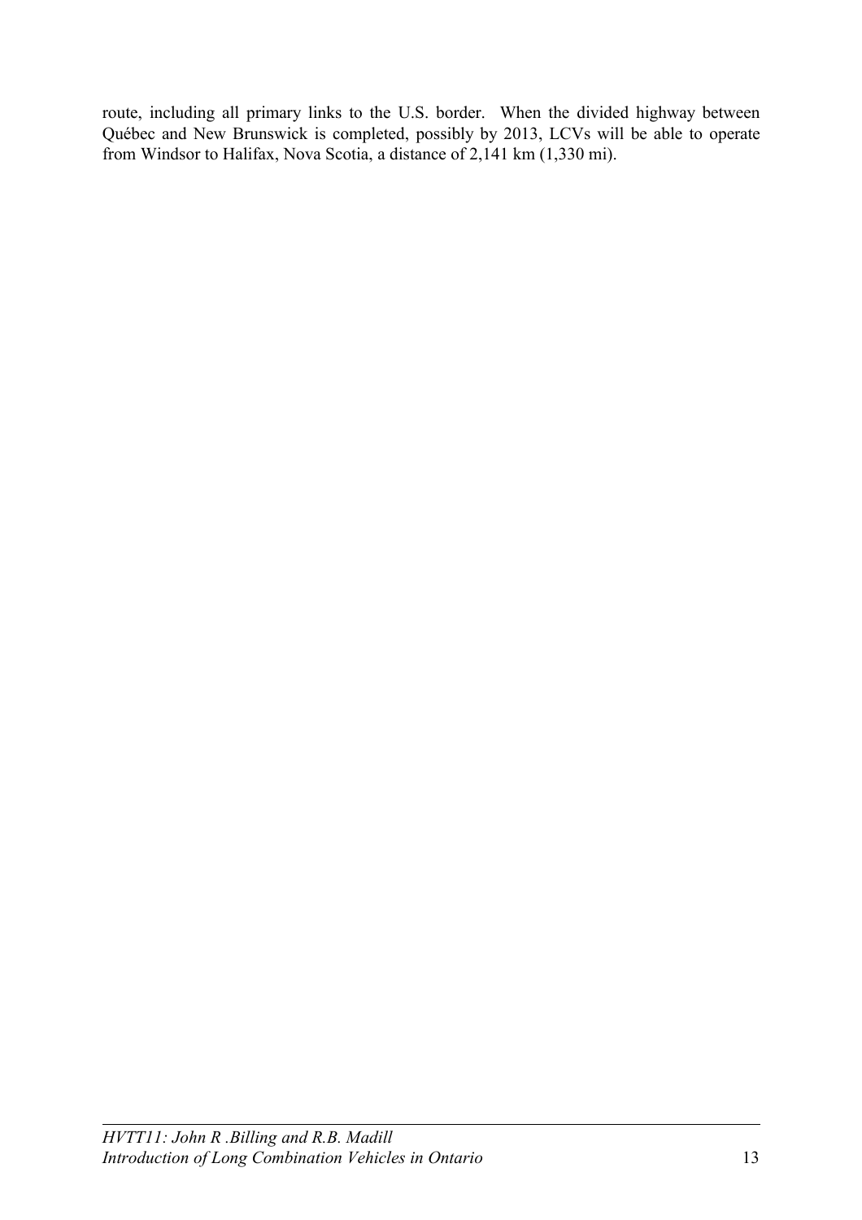route, including all primary links to the U.S. border. When the divided highway between Québec and New Brunswick is completed, possibly by 2013, LCVs will be able to operate from Windsor to Halifax, Nova Scotia, a distance of 2,141 km (1,330 mi).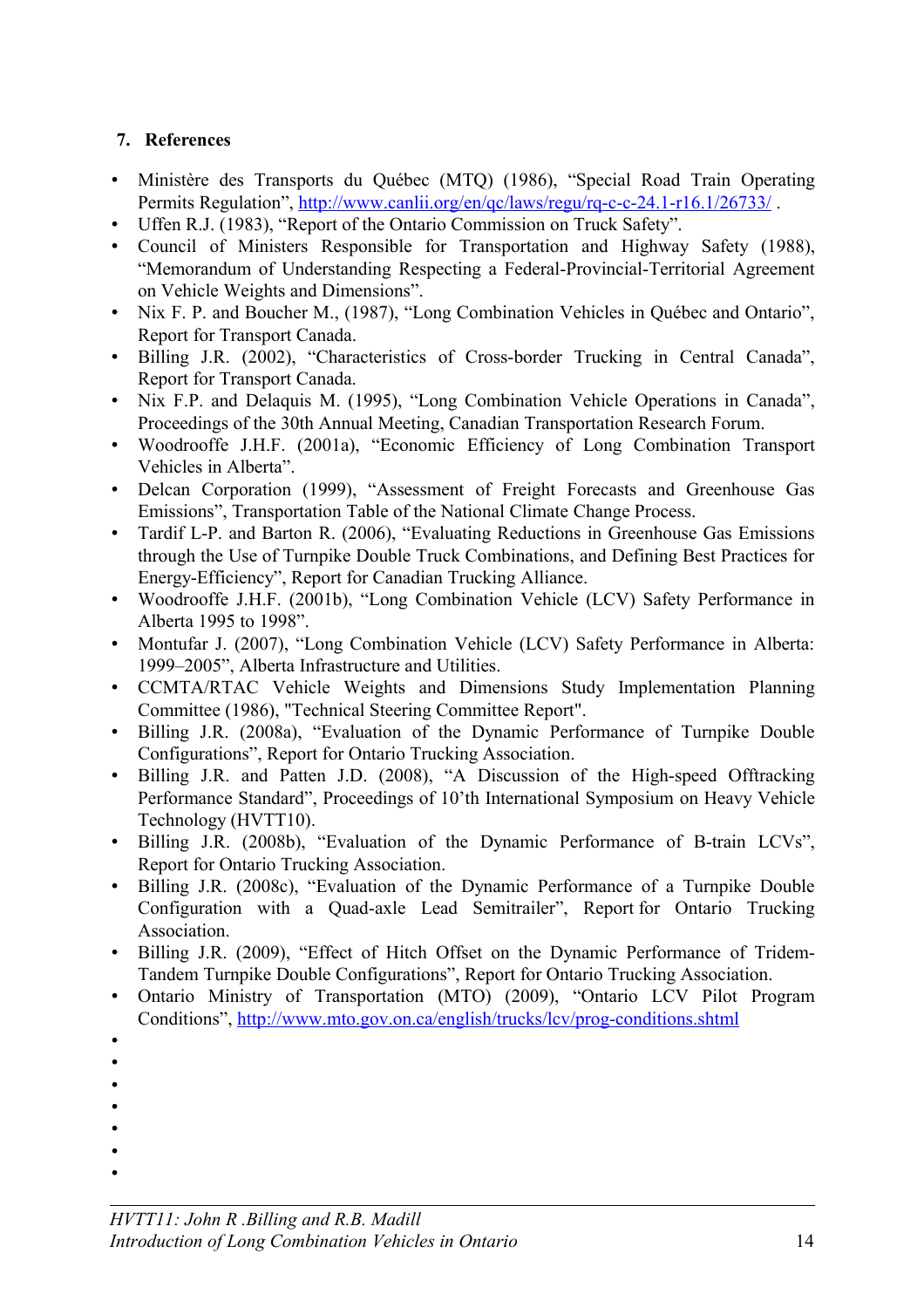## 7. References

- Ministère des Transports du Québec (MTQ) (1986), “Special Road Train Operating Permits Regulation”, http://www.canlii.org/en/qc/laws/regu/rq-c-c-24.1-r16.1/26733/ .
- Uffen R.J. (1983), “Report of the Ontario Commission on Truck Safety”.
- Council of Ministers Responsible for Transportation and Highway Safety (1988), “Memorandum of Understanding Respecting a Federal-Provincial-Territorial Agreement on Vehicle Weights and Dimensions”.
- Nix F. P. and Boucher M., (1987), “Long Combination Vehicles in Québec and Ontario”, Report for Transport Canada.
- Billing J.R. (2002), “Characteristics of Cross-border Trucking in Central Canada”, Report for Transport Canada.
- Nix F.P. and Delaquis M. (1995), “Long Combination Vehicle Operations in Canada”, Proceedings of the 30th Annual Meeting, Canadian Transportation Research Forum.
- Woodrooffe J.H.F. (2001a), “Economic Efficiency of Long Combination Transport Vehicles in Alberta”.
- Delcan Corporation (1999), “Assessment of Freight Forecasts and Greenhouse Gas Emissions”, Transportation Table of the National Climate Change Process.
- Tardif L-P. and Barton R. (2006), “Evaluating Reductions in Greenhouse Gas Emissions through the Use of Turnpike Double Truck Combinations, and Defining Best Practices for Energy-Efficiency”, Report for Canadian Trucking Alliance.
- Woodrooffe J.H.F. (2001b), “Long Combination Vehicle (LCV) Safety Performance in Alberta 1995 to 1998”.
- Montufar J. (2007), “Long Combination Vehicle (LCV) Safety Performance in Alberta: 1999–2005”, Alberta Infrastructure and Utilities.
- CCMTA/RTAC Vehicle Weights and Dimensions Study Implementation Planning Committee (1986), "Technical Steering Committee Report".
- Billing J.R. (2008a), “Evaluation of the Dynamic Performance of Turnpike Double Configurations”, Report for Ontario Trucking Association.
- Billing J.R. and Patten J.D. (2008), “A Discussion of the High-speed Offtracking Performance Standard”, Proceedings of 10’th International Symposium on Heavy Vehicle Technology (HVTT10).
- Billing J.R. (2008b), “Evaluation of the Dynamic Performance of B-train LCVs”, Report for Ontario Trucking Association.
- Billing J.R. (2008c), “Evaluation of the Dynamic Performance of a Turnpike Double Configuration with a Quad-axle Lead Semitrailer”, Report for Ontario Trucking Association.
- Billing J.R. (2009), “Effect of Hitch Offset on the Dynamic Performance of Tridem-Tandem Turnpike Double Configurations”, Report for Ontario Trucking Association.
- Ontario Ministry of Transportation (MTO) (2009), “Ontario LCV Pilot Program Conditions”, http://www.mto.gov.on.ca/english/trucks/lcv/prog-conditions.shtml